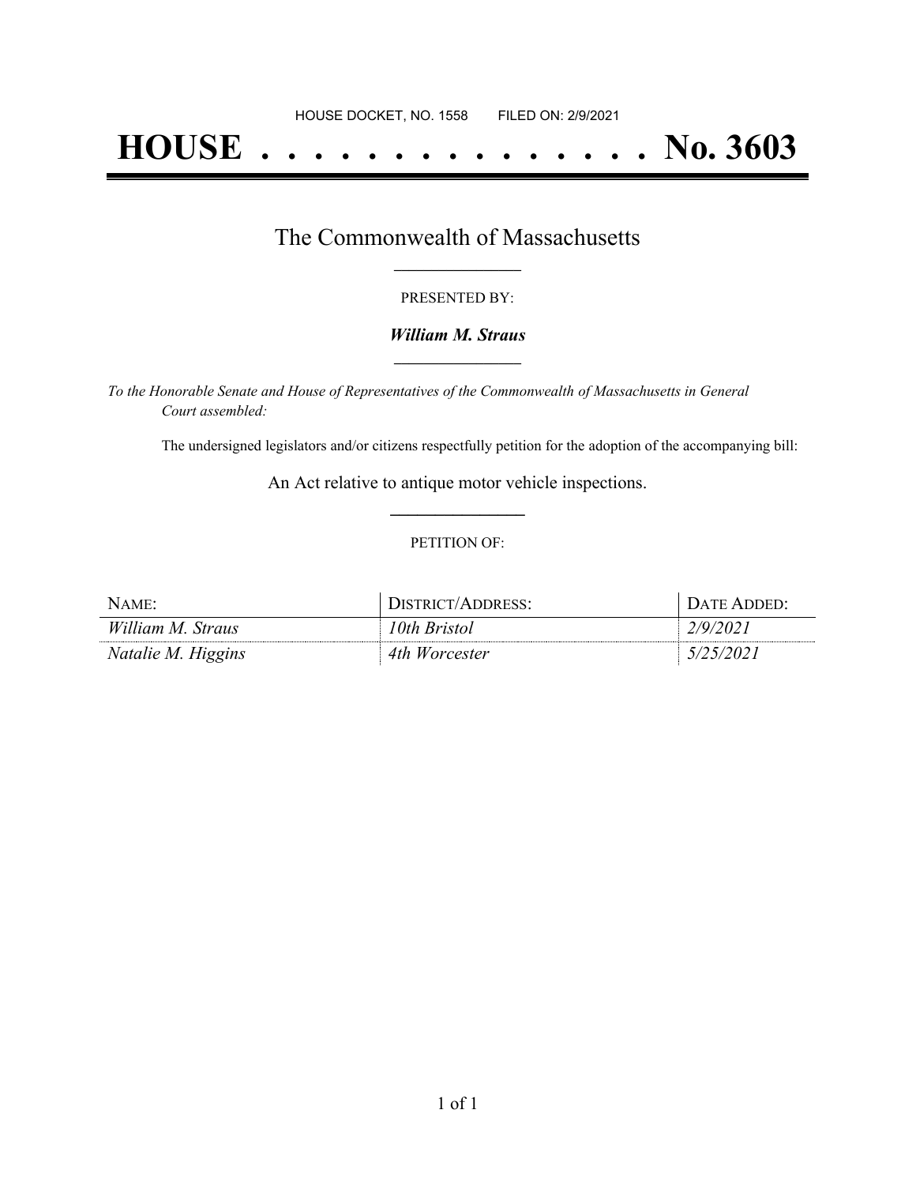HOUSE DOCKET, NO. 1558        FILED ON: 2/9/2021

# HOUSE . . . . . . . . . . . . . . . . No. 3603

## The Commonwealth of Massachusetts

PRESENTED BY:

***William M. Straus***

*To the Honorable Senate and House of Representatives of the Commonwealth of Massachusetts in General Court assembled:*

The undersigned legislators and/or citizens respectfully petition for the adoption of the accompanying bill:

An Act relative to antique motor vehicle inspections.

PETITION OF:

| NAME: | DISTRICT/ADDRESS: | DATE ADDED: |
| --- | --- | --- |
| *William M. Straus* | *10th Bristol* | *2/9/2021* |
| *Natalie M. Higgins* | *4th Worcester* | *5/25/2021* |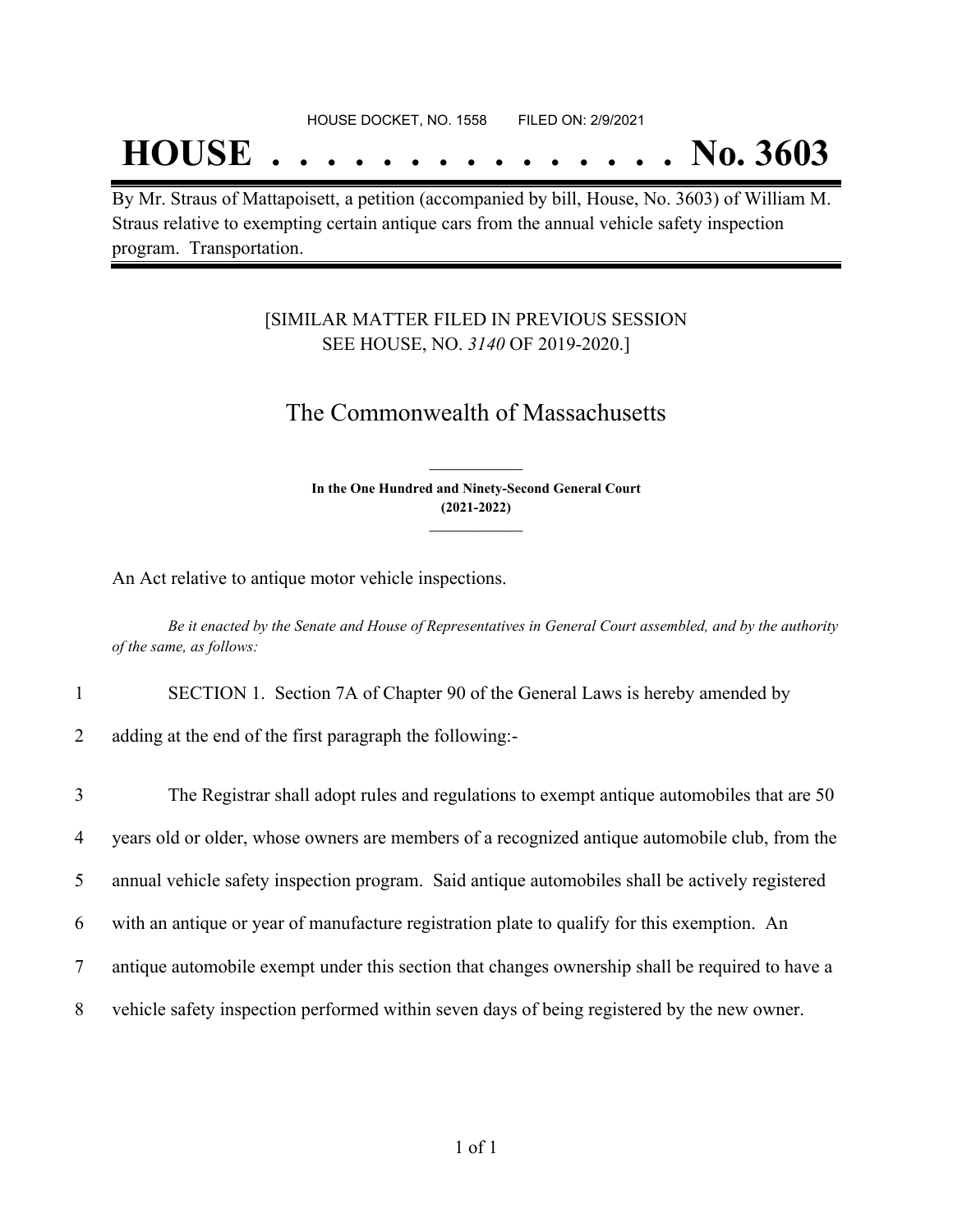HOUSE DOCKET, NO. 1558        FILED ON: 2/9/2021

# HOUSE . . . . . . . . . . . . . . . No. 3603

By Mr. Straus of Mattapoisett, a petition (accompanied by bill, House, No. 3603) of William M. Straus relative to exempting certain antique cars from the annual vehicle safety inspection program. Transportation.

[SIMILAR MATTER FILED IN PREVIOUS SESSION SEE HOUSE, NO. *3140* OF 2019-2020.]

## The Commonwealth of Massachusetts

**In the One Hundred and Ninety-Second General Court (2021-2022)**

An Act relative to antique motor vehicle inspections.

*Be it enacted by the Senate and House of Representatives in General Court assembled, and by the authority of the same, as follows:*

1 SECTION 1. Section 7A of Chapter 90 of the General Laws is hereby amended by
2 adding at the end of the first paragraph the following:-

3 The Registrar shall adopt rules and regulations to exempt antique automobiles that are 50
4 years old or older, whose owners are members of a recognized antique automobile club, from the
5 annual vehicle safety inspection program. Said antique automobiles shall be actively registered
6 with an antique or year of manufacture registration plate to qualify for this exemption. An
7 antique automobile exempt under this section that changes ownership shall be required to have a
8 vehicle safety inspection performed within seven days of being registered by the new owner.